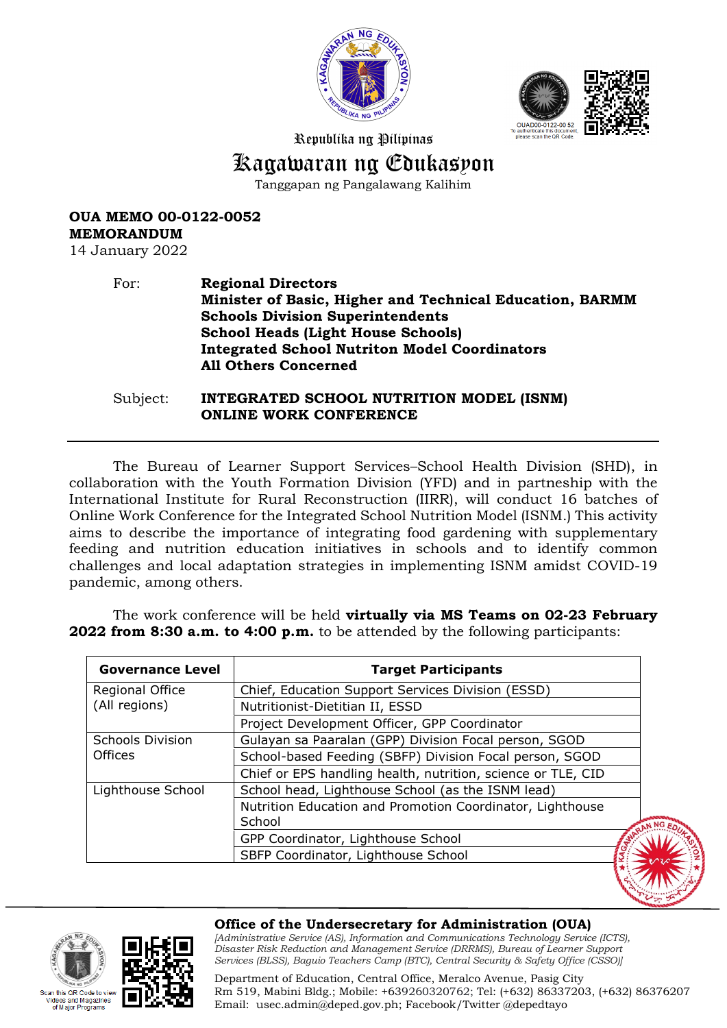Republika ng Pilipinas

# Kagawaran ng Edukasyon

Tanggapan ng Pangalawang Kalihim

OUAD00-0122-00 52
To authenticate this document, please scan the QR Code.

**OUA MEMO 00-0122-0052**
**MEMORANDUM**
14 January 2022

For: **Regional Directors**
**Minister of Basic, Higher and Technical Education, BARMM**
**Schools Division Superintendents**
**School Heads (Light House Schools)**
**Integrated School Nutriton Model Coordinators**
**All Others Concerned**

Subject: **INTEGRATED SCHOOL NUTRITION MODEL (ISNM) ONLINE WORK CONFERENCE**

---

The Bureau of Learner Support Services–School Health Division (SHD), in collaboration with the Youth Formation Division (YFD) and in partneship with the International Institute for Rural Reconstruction (IIRR), will conduct 16 batches of Online Work Conference for the Integrated School Nutrition Model (ISNM.) This activity aims to describe the importance of integrating food gardening with supplementary feeding and nutrition education initiatives in schools and to identify common challenges and local adaptation strategies in implementing ISNM amidst COVID-19 pandemic, among others.

The work conference will be held **virtually via MS Teams on 02-23 February 2022 from 8:30 a.m. to 4:00 p.m.** to be attended by the following participants:

| Governance Level | Target Participants |
|---|---|
| Regional Office (All regions) | Chief, Education Support Services Division (ESSD) |
| | Nutritionist-Dietitian II, ESSD |
| | Project Development Officer, GPP Coordinator |
| Schools Division Offices | Gulayan sa Paaralan (GPP) Division Focal person, SGOD |
| | School-based Feeding (SBFP) Division Focal person, SGOD |
| | Chief or EPS handling health, nutrition, science or TLE, CID |
| Lighthouse School | School head, Lighthouse School (as the ISNM lead) |
| | Nutrition Education and Promotion Coordinator, Lighthouse School |
| | GPP Coordinator, Lighthouse School |
| | SBFP Coordinator, Lighthouse School |

Scan this QR Code to view Videos and Magazines of Major Programs

**Office of the Undersecretary for Administration (OUA)**
*[Administrative Service (AS), Information and Communications Technology Service (ICTS), Disaster Risk Reduction and Management Service (DRRMS), Bureau of Learner Support Services (BLSS), Baguio Teachers Camp (BTC), Central Security & Safety Office (CSSO)]*

Department of Education, Central Office, Meralco Avenue, Pasig City
Rm 519, Mabini Bldg.; Mobile: +639260320762; Tel: (+632) 86337203, (+632) 86376207
Email: usec.admin@deped.gov.ph; Facebook/Twitter @depedtayo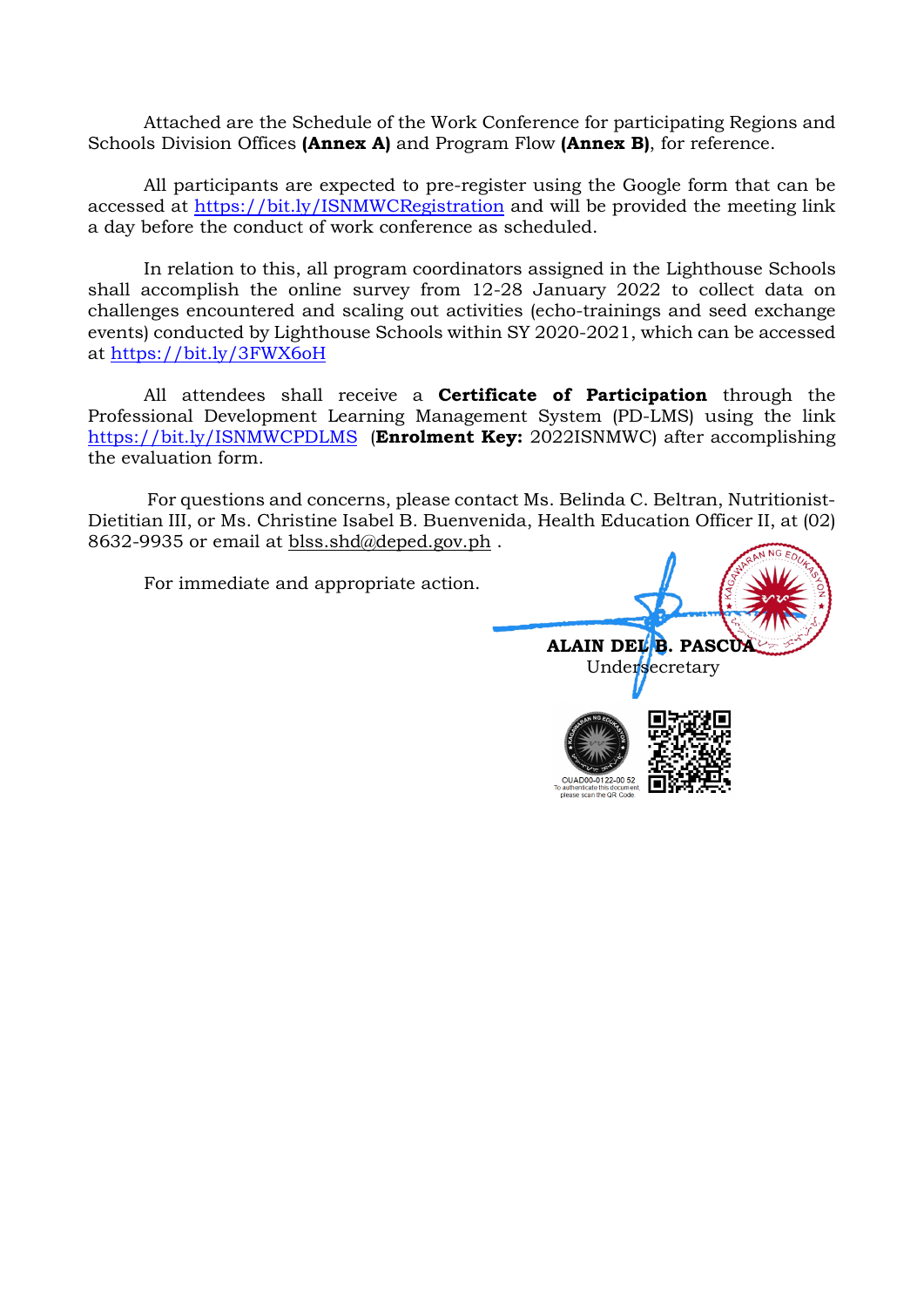Attached are the Schedule of the Work Conference for participating Regions and Schools Division Offices **(Annex A)** and Program Flow **(Annex B)**, for reference.

All participants are expected to pre-register using the Google form that can be accessed at https://bit.ly/ISNMWCRegistration and will be provided the meeting link a day before the conduct of work conference as scheduled.

In relation to this, all program coordinators assigned in the Lighthouse Schools shall accomplish the online survey from 12-28 January 2022 to collect data on challenges encountered and scaling out activities (echo-trainings and seed exchange events) conducted by Lighthouse Schools within SY 2020-2021, which can be accessed at https://bit.ly/3FWX6oH

All attendees shall receive a **Certificate of Participation** through the Professional Development Learning Management System (PD-LMS) using the link https://bit.ly/ISNMWCPDLMS (**Enrolment Key:** 2022ISNMWC) after accomplishing the evaluation form.

For questions and concerns, please contact Ms. Belinda C. Beltran, Nutritionist-Dietitian III, or Ms. Christine Isabel B. Buenvenida, Health Education Officer II, at (02) 8632-9935 or email at blss.shd@deped.gov.ph .

For immediate and appropriate action.

**ALAIN DEL B. PASCUA**
Undersecretary

OUAD00-0122-00 52
To authenticate this document, please scan the QR Code.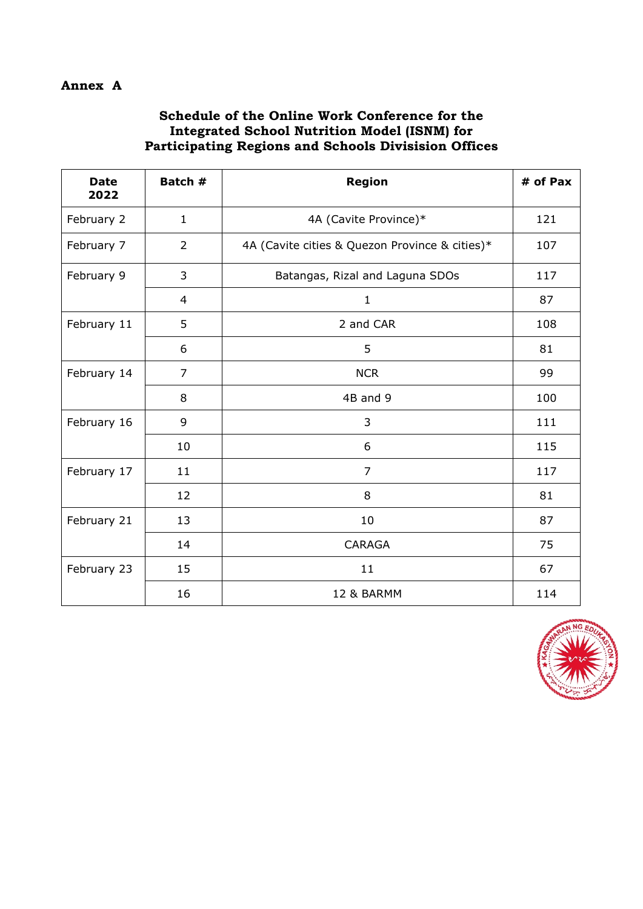**Annex A**

### Schedule of the Online Work Conference for the Integrated School Nutrition Model (ISNM) for Participating Regions and Schools Division Offices

| Date 2022 | Batch # | Region | # of Pax |
|---|---|---|---|
| February 2 | 1 | 4A (Cavite Province)* | 121 |
| February 7 | 2 | 4A (Cavite cities & Quezon Province & cities)* | 107 |
| February 9 | 3 | Batangas, Rizal and Laguna SDOs | 117 |
| | 4 | 1 | 87 |
| February 11 | 5 | 2 and CAR | 108 |
| | 6 | 5 | 81 |
| February 14 | 7 | NCR | 99 |
| | 8 | 4B and 9 | 100 |
| February 16 | 9 | 3 | 111 |
| | 10 | 6 | 115 |
| February 17 | 11 | 7 | 117 |
| | 12 | 8 | 81 |
| February 21 | 13 | 10 | 87 |
| | 14 | CARAGA | 75 |
| February 23 | 15 | 11 | 67 |
| | 16 | 12 & BARMM | 114 |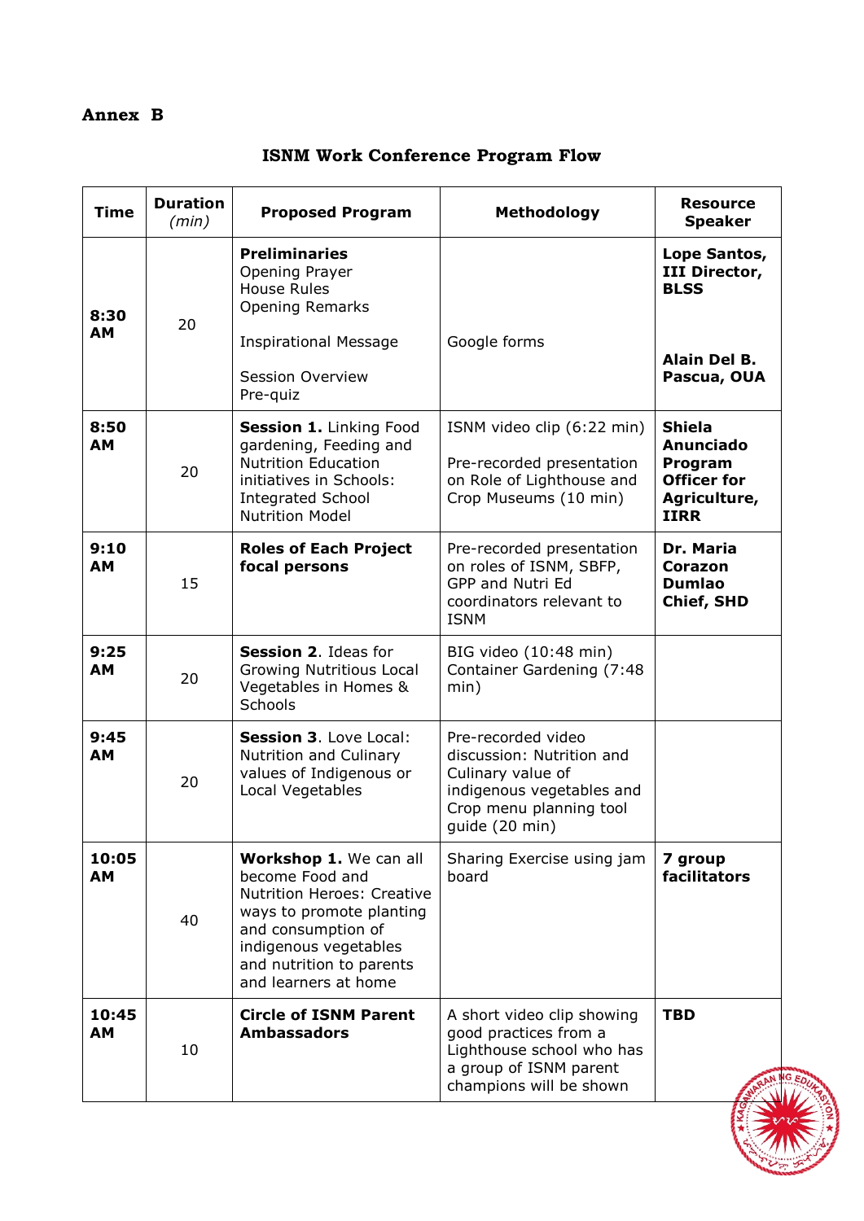**Annex B**

## ISNM Work Conference Program Flow

| Time | Duration *(min)* | Proposed Program | Methodology | Resource Speaker |
|---|---|---|---|---|
| **8:30 AM** | 20 | **Preliminaries**<br>Opening Prayer<br>House Rules<br>Opening Remarks<br><br>Inspirational Message<br><br>Session Overview<br>Pre-quiz | Google forms | **Lope Santos, III Director, BLSS**<br><br>**Alain Del B. Pascua, OUA** |
| **8:50 AM** | 20 | **Session 1.** Linking Food gardening, Feeding and Nutrition Education initiatives in Schools: Integrated School Nutrition Model | ISNM video clip (6:22 min)<br><br>Pre-recorded presentation on Role of Lighthouse and Crop Museums (10 min) | **Shiela Anunciado Program Officer for Agriculture, IIRR** |
| **9:10 AM** | 15 | **Roles of Each Project focal persons** | Pre-recorded presentation on roles of ISNM, SBFP, GPP and Nutri Ed coordinators relevant to ISNM | **Dr. Maria Corazon Dumlao Chief, SHD** |
| **9:25 AM** | 20 | **Session 2**. Ideas for Growing Nutritious Local Vegetables in Homes & Schools | BIG video (10:48 min)<br>Container Gardening (7:48 min) | |
| **9:45 AM** | 20 | **Session 3**. Love Local: Nutrition and Culinary values of Indigenous or Local Vegetables | Pre-recorded video discussion: Nutrition and Culinary value of indigenous vegetables and Crop menu planning tool guide (20 min) | |
| **10:05 AM** | 40 | **Workshop 1.** We can all become Food and Nutrition Heroes: Creative ways to promote planting and consumption of indigenous vegetables and nutrition to parents and learners at home | Sharing Exercise using jam board | **7 group facilitators** |
| **10:45 AM** | 10 | **Circle of ISNM Parent Ambassadors** | A short video clip showing good practices from a Lighthouse school who has a group of ISNM parent champions will be shown | **TBD** |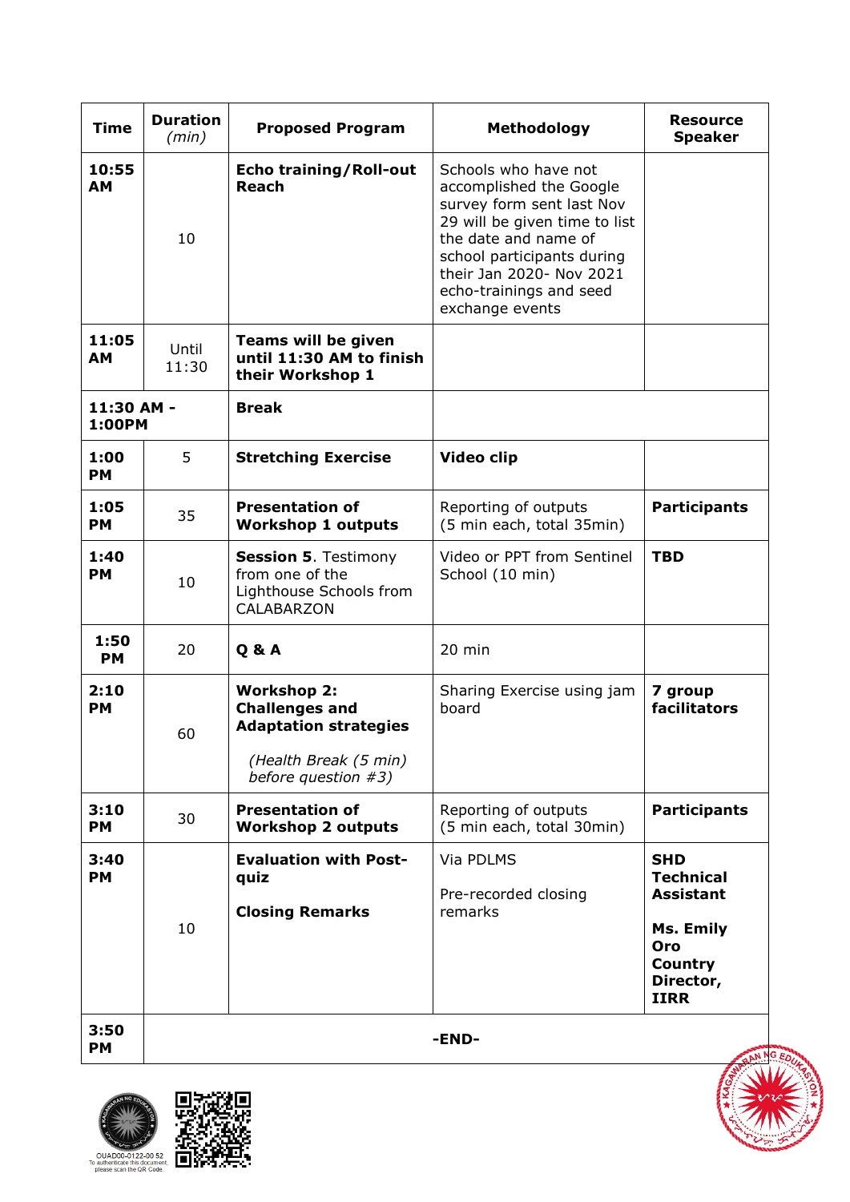| Time | Duration *(min)* | Proposed Program | Methodology | Resource Speaker |
|---|---|---|---|---|
| **10:55 AM** | 10 | **Echo training/Roll-out Reach** | Schools who have not accomplished the Google survey form sent last Nov 29 will be given time to list the date and name of school participants during their Jan 2020- Nov 2021 echo-trainings and seed exchange events | |
| **11:05 AM** | Until 11:30 | **Teams will be given until 11:30 AM to finish their Workshop 1** | | |
| **11:30 AM - 1:00PM** | | **Break** | | |
| **1:00 PM** | 5 | **Stretching Exercise** | **Video clip** | |
| **1:05 PM** | 35 | **Presentation of Workshop 1 outputs** | Reporting of outputs (5 min each, total 35min) | **Participants** |
| **1:40 PM** | 10 | **Session 5**. Testimony from one of the Lighthouse Schools from CALABARZON | Video or PPT from Sentinel School (10 min) | **TBD** |
| **1:50 PM** | 20 | **Q & A** | 20 min | |
| **2:10 PM** | 60 | **Workshop 2: Challenges and Adaptation strategies** *(Health Break (5 min) before question #3)* | Sharing Exercise using jam board | **7 group facilitators** |
| **3:10 PM** | 30 | **Presentation of Workshop 2 outputs** | Reporting of outputs (5 min each, total 30min) | **Participants** |
| **3:40 PM** | 10 | **Evaluation with Post-quiz** **Closing Remarks** | Via PDLMS Pre-recorded closing remarks | **SHD Technical Assistant** **Ms. Emily Oro Country Director, IIRR** |
| **3:50 PM** | | **-END-** | | |

OUAD00-0122-00 52
To authenticate this document, please scan the QR Code.